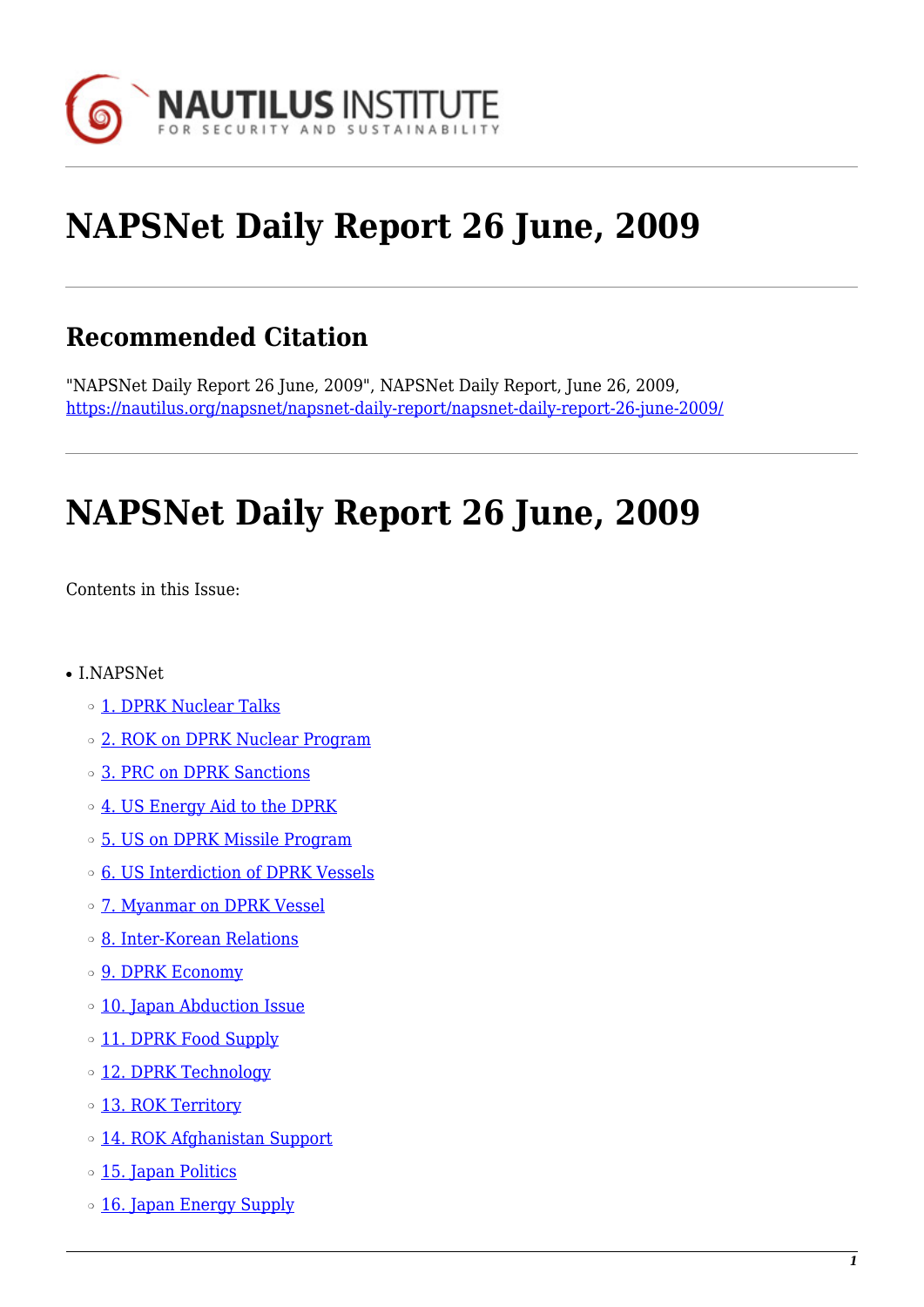# NAPSNet Daily Report 26 June, 2009

## Recommended Citation

"NAPSNet Daily Report 26 June, 2009", NAPSNet Daily Report, June 26, 2009, https://nautilus.org/napsnet/napsnet-daily-report/napsnet-daily-report-26-june-2009/

# NAPSNet Daily Report 26 June, 2009

Contents in this Issue:

- I.NAPSNet
    - 1. DPRK Nuclear Talks
    - 2. ROK on DPRK Nuclear Program
    - 3. PRC on DPRK Sanctions
    - 4. US Energy Aid to the DPRK
    - 5. US on DPRK Missile Program
    - 6. US Interdiction of DPRK Vessels
    - 7. Myanmar on DPRK Vessel
    - 8. Inter-Korean Relations
    - 9. DPRK Economy
    - 10. Japan Abduction Issue
    - 11. DPRK Food Supply
    - 12. DPRK Technology
    - 13. ROK Territory
    - 14. ROK Afghanistan Support
    - 15. Japan Politics
    - 16. Japan Energy Supply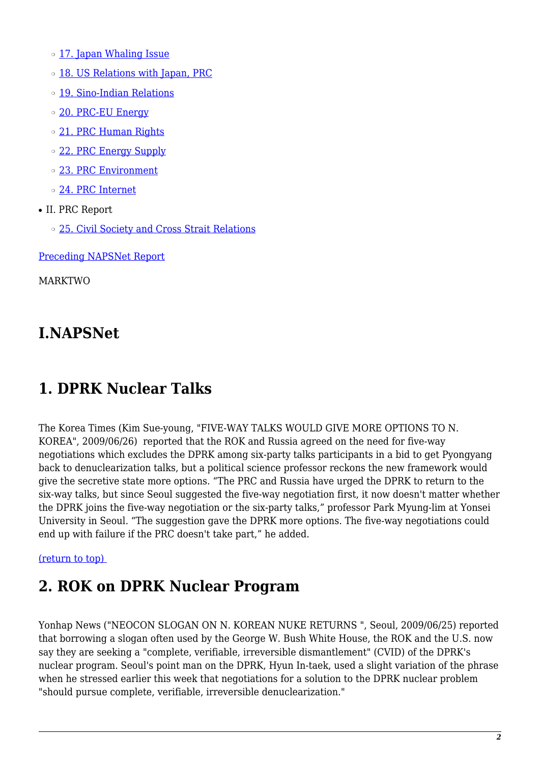- 17. Japan Whaling Issue
- 18. US Relations with Japan, PRC
- 19. Sino-Indian Relations
- 20. PRC-EU Energy
- 21. PRC Human Rights
- 22. PRC Energy Supply
- 23. PRC Environment
- 24. PRC Internet

- II. PRC Report
  - 25. Civil Society and Cross Strait Relations

Preceding NAPSNet Report

MARKTWO

# I.NAPSNet

## 1. DPRK Nuclear Talks

The Korea Times (Kim Sue-young, "FIVE-WAY TALKS WOULD GIVE MORE OPTIONS TO N. KOREA", 2009/06/26) reported that the ROK and Russia agreed on the need for five-way negotiations which excludes the DPRK among six-party talks participants in a bid to get Pyongyang back to denuclearization talks, but a political science professor reckons the new framework would give the secretive state more options. "The PRC and Russia have urged the DPRK to return to the six-way talks, but since Seoul suggested the five-way negotiation first, it now doesn't matter whether the DPRK joins the five-way negotiation or the six-party talks," professor Park Myung-lim at Yonsei University in Seoul. "The suggestion gave the DPRK more options. The five-way negotiations could end up with failure if the PRC doesn't take part," he added.

(return to top)

## 2. ROK on DPRK Nuclear Program

Yonhap News ("NEOCON SLOGAN ON N. KOREAN NUKE RETURNS ", Seoul, 2009/06/25) reported that borrowing a slogan often used by the George W. Bush White House, the ROK and the U.S. now say they are seeking a "complete, verifiable, irreversible dismantlement" (CVID) of the DPRK's nuclear program. Seoul's point man on the DPRK, Hyun In-taek, used a slight variation of the phrase when he stressed earlier this week that negotiations for a solution to the DPRK nuclear problem "should pursue complete, verifiable, irreversible denuclearization."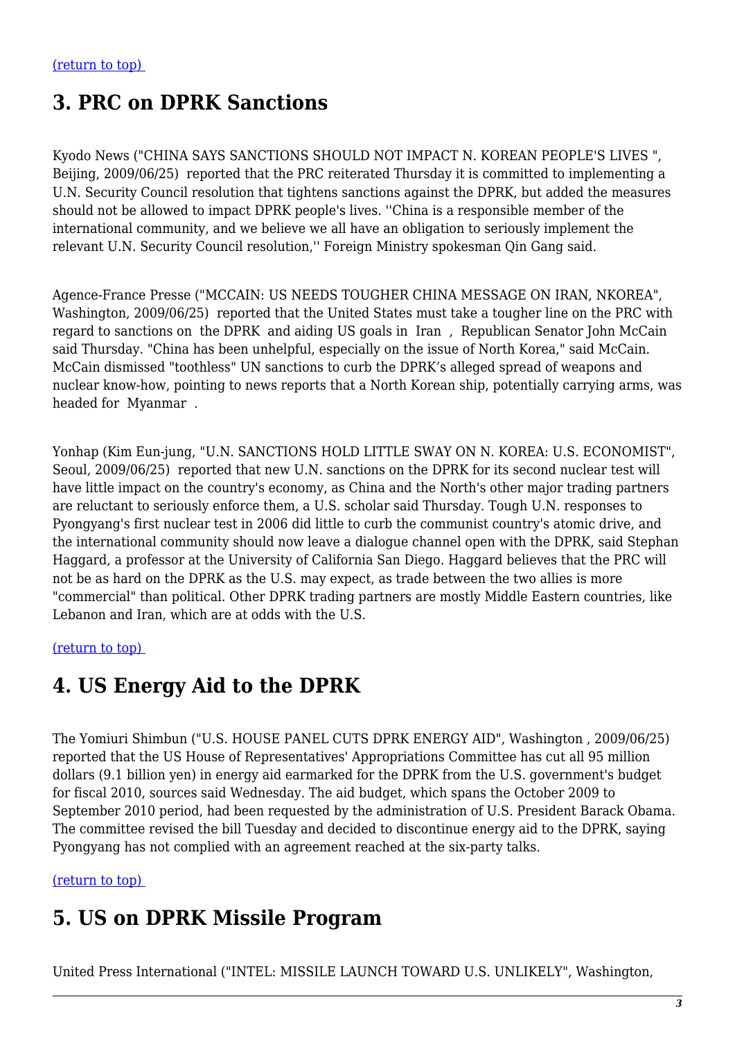(return to top)

## 3. PRC on DPRK Sanctions

Kyodo News ("CHINA SAYS SANCTIONS SHOULD NOT IMPACT N. KOREAN PEOPLE'S LIVES ", Beijing, 2009/06/25) reported that the PRC reiterated Thursday it is committed to implementing a U.N. Security Council resolution that tightens sanctions against the DPRK, but added the measures should not be allowed to impact DPRK people's lives. ''China is a responsible member of the international community, and we believe we all have an obligation to seriously implement the relevant U.N. Security Council resolution,'' Foreign Ministry spokesman Qin Gang said.

Agence-France Presse ("MCCAIN: US NEEDS TOUGHER CHINA MESSAGE ON IRAN, NKOREA", Washington, 2009/06/25) reported that the United States must take a tougher line on the PRC with regard to sanctions on the DPRK and aiding US goals in Iran , Republican Senator John McCain said Thursday. "China has been unhelpful, especially on the issue of North Korea," said McCain. McCain dismissed "toothless" UN sanctions to curb the DPRK's alleged spread of weapons and nuclear know-how, pointing to news reports that a North Korean ship, potentially carrying arms, was headed for Myanmar .

Yonhap (Kim Eun-jung, "U.N. SANCTIONS HOLD LITTLE SWAY ON N. KOREA: U.S. ECONOMIST", Seoul, 2009/06/25) reported that new U.N. sanctions on the DPRK for its second nuclear test will have little impact on the country's economy, as China and the North's other major trading partners are reluctant to seriously enforce them, a U.S. scholar said Thursday. Tough U.N. responses to Pyongyang's first nuclear test in 2006 did little to curb the communist country's atomic drive, and the international community should now leave a dialogue channel open with the DPRK, said Stephan Haggard, a professor at the University of California San Diego. Haggard believes that the PRC will not be as hard on the DPRK as the U.S. may expect, as trade between the two allies is more "commercial" than political. Other DPRK trading partners are mostly Middle Eastern countries, like Lebanon and Iran, which are at odds with the U.S.

(return to top)

## 4. US Energy Aid to the DPRK

The Yomiuri Shimbun ("U.S. HOUSE PANEL CUTS DPRK ENERGY AID", Washington , 2009/06/25) reported that the US House of Representatives' Appropriations Committee has cut all 95 million dollars (9.1 billion yen) in energy aid earmarked for the DPRK from the U.S. government's budget for fiscal 2010, sources said Wednesday. The aid budget, which spans the October 2009 to September 2010 period, had been requested by the administration of U.S. President Barack Obama. The committee revised the bill Tuesday and decided to discontinue energy aid to the DPRK, saying Pyongyang has not complied with an agreement reached at the six-party talks.

(return to top)

## 5. US on DPRK Missile Program

United Press International ("INTEL: MISSILE LAUNCH TOWARD U.S. UNLIKELY", Washington,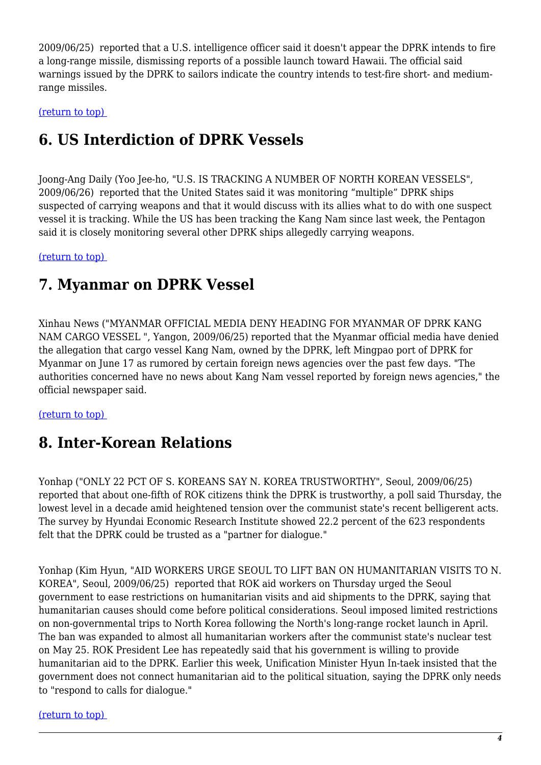2009/06/25) reported that a U.S. intelligence officer said it doesn't appear the DPRK intends to fire a long-range missile, dismissing reports of a possible launch toward Hawaii. The official said warnings issued by the DPRK to sailors indicate the country intends to test-fire short- and medium-range missiles.

(return to top)

## 6. US Interdiction of DPRK Vessels

Joong-Ang Daily (Yoo Jee-ho, "U.S. IS TRACKING A NUMBER OF NORTH KOREAN VESSELS", 2009/06/26) reported that the United States said it was monitoring "multiple" DPRK ships suspected of carrying weapons and that it would discuss with its allies what to do with one suspect vessel it is tracking. While the US has been tracking the Kang Nam since last week, the Pentagon said it is closely monitoring several other DPRK ships allegedly carrying weapons.

(return to top)

## 7. Myanmar on DPRK Vessel

Xinhau News ("MYANMAR OFFICIAL MEDIA DENY HEADING FOR MYANMAR OF DPRK KANG NAM CARGO VESSEL ", Yangon, 2009/06/25) reported that the Myanmar official media have denied the allegation that cargo vessel Kang Nam, owned by the DPRK, left Mingpao port of DPRK for Myanmar on June 17 as rumored by certain foreign news agencies over the past few days. "The authorities concerned have no news about Kang Nam vessel reported by foreign news agencies," the official newspaper said.

(return to top)

## 8. Inter-Korean Relations

Yonhap ("ONLY 22 PCT OF S. KOREANS SAY N. KOREA TRUSTWORTHY", Seoul, 2009/06/25) reported that about one-fifth of ROK citizens think the DPRK is trustworthy, a poll said Thursday, the lowest level in a decade amid heightened tension over the communist state's recent belligerent acts. The survey by Hyundai Economic Research Institute showed 22.2 percent of the 623 respondents felt that the DPRK could be trusted as a "partner for dialogue."

Yonhap (Kim Hyun, "AID WORKERS URGE SEOUL TO LIFT BAN ON HUMANITARIAN VISITS TO N. KOREA", Seoul, 2009/06/25) reported that ROK aid workers on Thursday urged the Seoul government to ease restrictions on humanitarian visits and aid shipments to the DPRK, saying that humanitarian causes should come before political considerations. Seoul imposed limited restrictions on non-governmental trips to North Korea following the North's long-range rocket launch in April. The ban was expanded to almost all humanitarian workers after the communist state's nuclear test on May 25. ROK President Lee has repeatedly said that his government is willing to provide humanitarian aid to the DPRK. Earlier this week, Unification Minister Hyun In-taek insisted that the government does not connect humanitarian aid to the political situation, saying the DPRK only needs to "respond to calls for dialogue."

(return to top)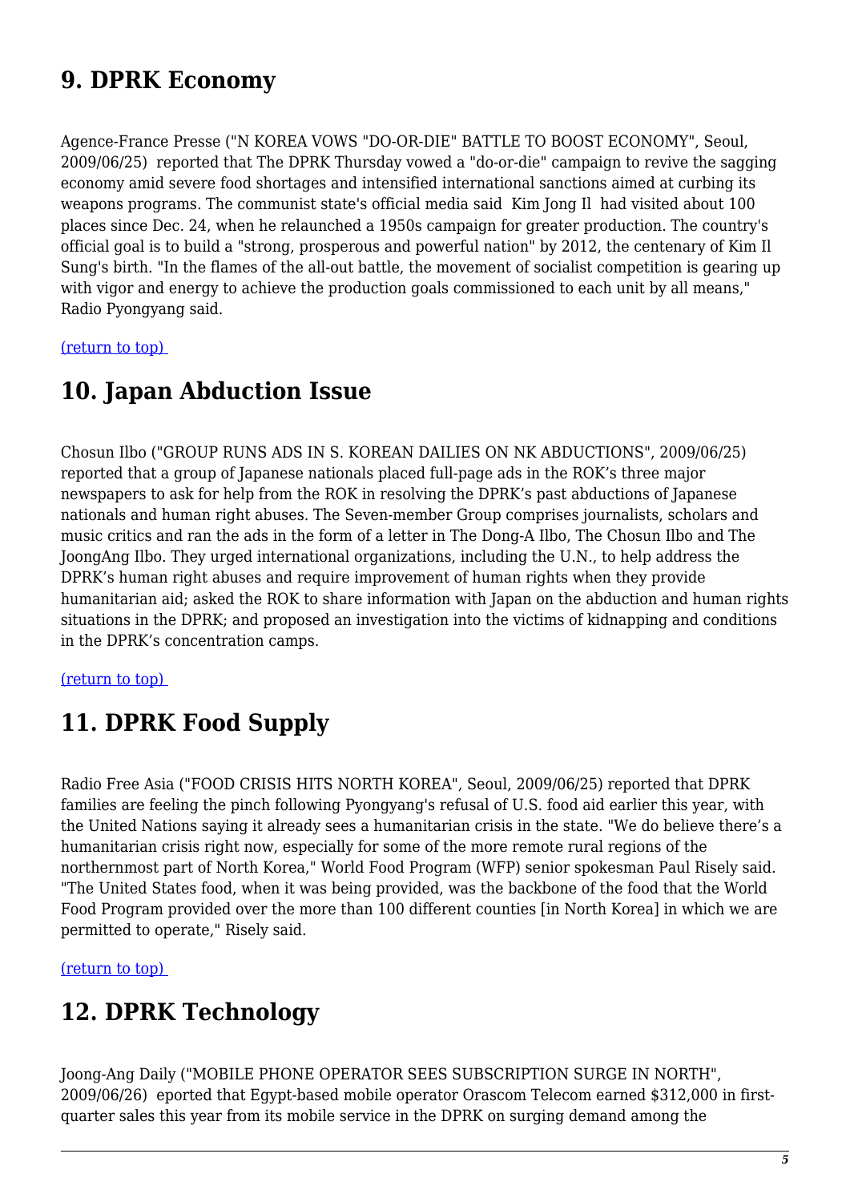## 9. DPRK Economy

Agence-France Presse ("N KOREA VOWS "DO-OR-DIE" BATTLE TO BOOST ECONOMY", Seoul, 2009/06/25) reported that The DPRK Thursday vowed a "do-or-die" campaign to revive the sagging economy amid severe food shortages and intensified international sanctions aimed at curbing its weapons programs. The communist state's official media said Kim Jong Il had visited about 100 places since Dec. 24, when he relaunched a 1950s campaign for greater production. The country's official goal is to build a "strong, prosperous and powerful nation" by 2012, the centenary of Kim Il Sung's birth. "In the flames of the all-out battle, the movement of socialist competition is gearing up with vigor and energy to achieve the production goals commissioned to each unit by all means," Radio Pyongyang said.

(return to top)

## 10. Japan Abduction Issue

Chosun Ilbo ("GROUP RUNS ADS IN S. KOREAN DAILIES ON NK ABDUCTIONS", 2009/06/25) reported that a group of Japanese nationals placed full-page ads in the ROK's three major newspapers to ask for help from the ROK in resolving the DPRK's past abductions of Japanese nationals and human right abuses. The Seven-member Group comprises journalists, scholars and music critics and ran the ads in the form of a letter in The Dong-A Ilbo, The Chosun Ilbo and The JoongAng Ilbo. They urged international organizations, including the U.N., to help address the DPRK's human right abuses and require improvement of human rights when they provide humanitarian aid; asked the ROK to share information with Japan on the abduction and human rights situations in the DPRK; and proposed an investigation into the victims of kidnapping and conditions in the DPRK's concentration camps.

(return to top)

## 11. DPRK Food Supply

Radio Free Asia ("FOOD CRISIS HITS NORTH KOREA", Seoul, 2009/06/25) reported that DPRK families are feeling the pinch following Pyongyang's refusal of U.S. food aid earlier this year, with the United Nations saying it already sees a humanitarian crisis in the state. "We do believe there's a humanitarian crisis right now, especially for some of the more remote rural regions of the northernmost part of North Korea," World Food Program (WFP) senior spokesman Paul Risely said. "The United States food, when it was being provided, was the backbone of the food that the World Food Program provided over the more than 100 different counties [in North Korea] in which we are permitted to operate," Risely said.

(return to top)

## 12. DPRK Technology

Joong-Ang Daily ("MOBILE PHONE OPERATOR SEES SUBSCRIPTION SURGE IN NORTH", 2009/06/26) eported that Egypt-based mobile operator Orascom Telecom earned $312,000 in first-quarter sales this year from its mobile service in the DPRK on surging demand among the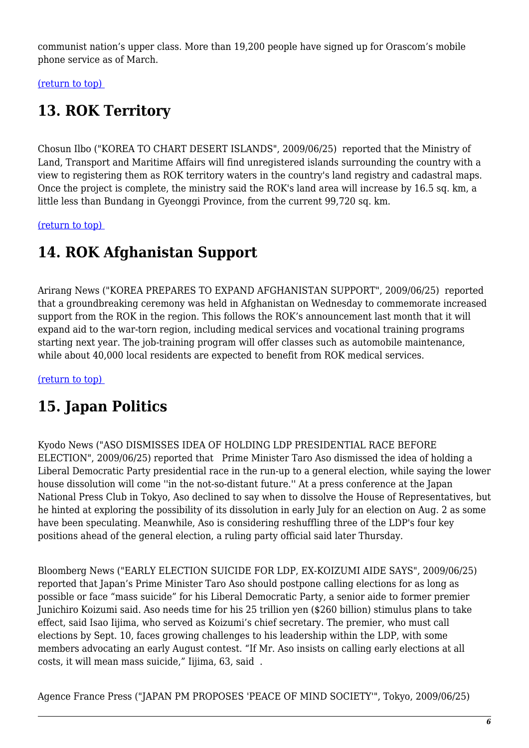communist nation's upper class. More than 19,200 people have signed up for Orascom's mobile phone service as of March.

(return to top)

## 13. ROK Territory

Chosun Ilbo ("KOREA TO CHART DESERT ISLANDS", 2009/06/25) reported that the Ministry of Land, Transport and Maritime Affairs will find unregistered islands surrounding the country with a view to registering them as ROK territory waters in the country's land registry and cadastral maps. Once the project is complete, the ministry said the ROK's land area will increase by 16.5 sq. km, a little less than Bundang in Gyeonggi Province, from the current 99,720 sq. km.

(return to top)

## 14. ROK Afghanistan Support

Arirang News ("KOREA PREPARES TO EXPAND AFGHANISTAN SUPPORT", 2009/06/25) reported that a groundbreaking ceremony was held in Afghanistan on Wednesday to commemorate increased support from the ROK in the region. This follows the ROK's announcement last month that it will expand aid to the war-torn region, including medical services and vocational training programs starting next year. The job-training program will offer classes such as automobile maintenance, while about 40,000 local residents are expected to benefit from ROK medical services.

(return to top)

## 15. Japan Politics

Kyodo News ("ASO DISMISSES IDEA OF HOLDING LDP PRESIDENTIAL RACE BEFORE ELECTION", 2009/06/25) reported that Prime Minister Taro Aso dismissed the idea of holding a Liberal Democratic Party presidential race in the run-up to a general election, while saying the lower house dissolution will come ''in the not-so-distant future.'' At a press conference at the Japan National Press Club in Tokyo, Aso declined to say when to dissolve the House of Representatives, but he hinted at exploring the possibility of its dissolution in early July for an election on Aug. 2 as some have been speculating. Meanwhile, Aso is considering reshuffling three of the LDP's four key positions ahead of the general election, a ruling party official said later Thursday.

Bloomberg News ("EARLY ELECTION SUICIDE FOR LDP, EX-KOIZUMI AIDE SAYS", 2009/06/25) reported that Japan's Prime Minister Taro Aso should postpone calling elections for as long as possible or face "mass suicide" for his Liberal Democratic Party, a senior aide to former premier Junichiro Koizumi said. Aso needs time for his 25 trillion yen ($260 billion) stimulus plans to take effect, said Isao Iijima, who served as Koizumi's chief secretary. The premier, who must call elections by Sept. 10, faces growing challenges to his leadership within the LDP, with some members advocating an early August contest. "If Mr. Aso insists on calling early elections at all costs, it will mean mass suicide," Iijima, 63, said .

Agence France Press ("JAPAN PM PROPOSES 'PEACE OF MIND SOCIETY'", Tokyo, 2009/06/25)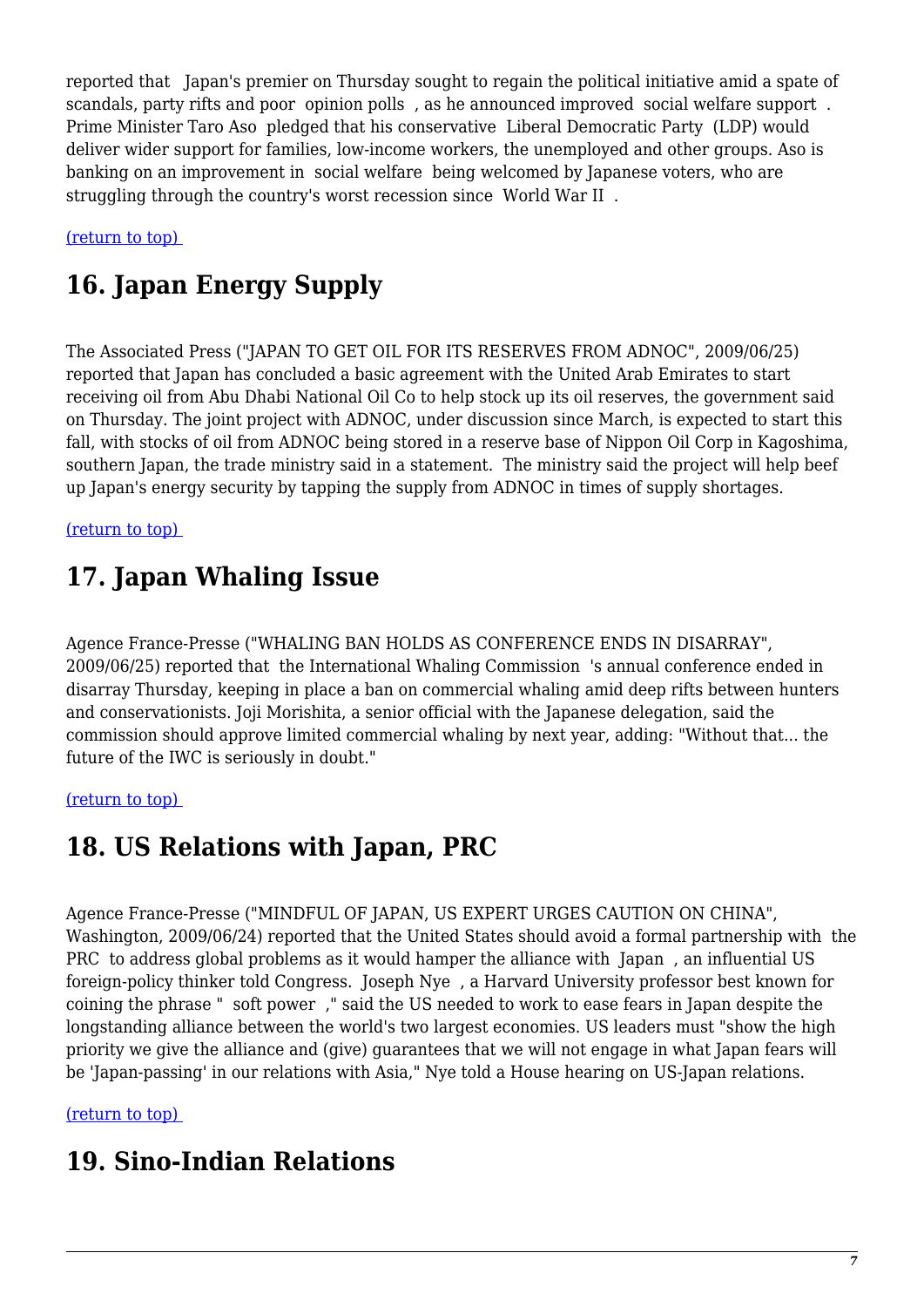reported that Japan's premier on Thursday sought to regain the political initiative amid a spate of scandals, party rifts and poor opinion polls, as he announced improved social welfare support. Prime Minister Taro Aso pledged that his conservative Liberal Democratic Party (LDP) would deliver wider support for families, low-income workers, the unemployed and other groups. Aso is banking on an improvement in social welfare being welcomed by Japanese voters, who are struggling through the country's worst recession since World War II.

(return to top)

## 16. Japan Energy Supply

The Associated Press ("JAPAN TO GET OIL FOR ITS RESERVES FROM ADNOC", 2009/06/25) reported that Japan has concluded a basic agreement with the United Arab Emirates to start receiving oil from Abu Dhabi National Oil Co to help stock up its oil reserves, the government said on Thursday. The joint project with ADNOC, under discussion since March, is expected to start this fall, with stocks of oil from ADNOC being stored in a reserve base of Nippon Oil Corp in Kagoshima, southern Japan, the trade ministry said in a statement. The ministry said the project will help beef up Japan's energy security by tapping the supply from ADNOC in times of supply shortages.

(return to top)

## 17. Japan Whaling Issue

Agence France-Presse ("WHALING BAN HOLDS AS CONFERENCE ENDS IN DISARRAY", 2009/06/25) reported that the International Whaling Commission 's annual conference ended in disarray Thursday, keeping in place a ban on commercial whaling amid deep rifts between hunters and conservationists. Joji Morishita, a senior official with the Japanese delegation, said the commission should approve limited commercial whaling by next year, adding: "Without that... the future of the IWC is seriously in doubt."

(return to top)

## 18. US Relations with Japan, PRC

Agence France-Presse ("MINDFUL OF JAPAN, US EXPERT URGES CAUTION ON CHINA", Washington, 2009/06/24) reported that the United States should avoid a formal partnership with the PRC to address global problems as it would hamper the alliance with Japan, an influential US foreign-policy thinker told Congress. Joseph Nye, a Harvard University professor best known for coining the phrase " soft power," said the US needed to work to ease fears in Japan despite the longstanding alliance between the world's two largest economies. US leaders must "show the high priority we give the alliance and (give) guarantees that we will not engage in what Japan fears will be 'Japan-passing' in our relations with Asia," Nye told a House hearing on US-Japan relations.

(return to top)

## 19. Sino-Indian Relations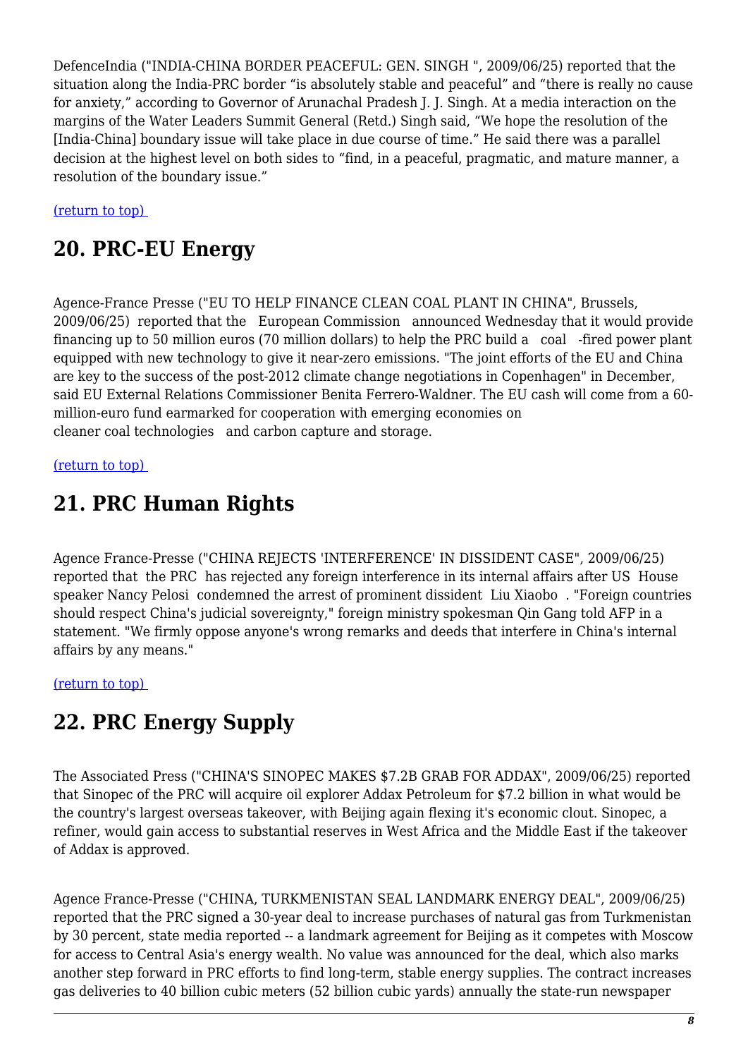DefenceIndia ("INDIA-CHINA BORDER PEACEFUL: GEN. SINGH ", 2009/06/25) reported that the situation along the India-PRC border "is absolutely stable and peaceful" and "there is really no cause for anxiety," according to Governor of Arunachal Pradesh J. J. Singh. At a media interaction on the margins of the Water Leaders Summit General (Retd.) Singh said, "We hope the resolution of the [India-China] boundary issue will take place in due course of time." He said there was a parallel decision at the highest level on both sides to "find, in a peaceful, pragmatic, and mature manner, a resolution of the boundary issue."

(return to top)

## 20. PRC-EU Energy

Agence-France Presse ("EU TO HELP FINANCE CLEAN COAL PLANT IN CHINA", Brussels, 2009/06/25) reported that the European Commission announced Wednesday that it would provide financing up to 50 million euros (70 million dollars) to help the PRC build a coal -fired power plant equipped with new technology to give it near-zero emissions. "The joint efforts of the EU and China are key to the success of the post-2012 climate change negotiations in Copenhagen" in December, said EU External Relations Commissioner Benita Ferrero-Waldner. The EU cash will come from a 60-million-euro fund earmarked for cooperation with emerging economies on cleaner coal technologies and carbon capture and storage.

(return to top)

## 21. PRC Human Rights

Agence France-Presse ("CHINA REJECTS 'INTERFERENCE' IN DISSIDENT CASE", 2009/06/25) reported that the PRC has rejected any foreign interference in its internal affairs after US House speaker Nancy Pelosi condemned the arrest of prominent dissident Liu Xiaobo . "Foreign countries should respect China's judicial sovereignty," foreign ministry spokesman Qin Gang told AFP in a statement. "We firmly oppose anyone's wrong remarks and deeds that interfere in China's internal affairs by any means."

(return to top)

## 22. PRC Energy Supply

The Associated Press ("CHINA'S SINOPEC MAKES $7.2B GRAB FOR ADDAX", 2009/06/25) reported that Sinopec of the PRC will acquire oil explorer Addax Petroleum for $7.2 billion in what would be the country's largest overseas takeover, with Beijing again flexing it's economic clout. Sinopec, a refiner, would gain access to substantial reserves in West Africa and the Middle East if the takeover of Addax is approved.

Agence-France Presse ("CHINA, TURKMENISTAN SEAL LANDMARK ENERGY DEAL", 2009/06/25) reported that the PRC signed a 30-year deal to increase purchases of natural gas from Turkmenistan by 30 percent, state media reported -- a landmark agreement for Beijing as it competes with Moscow for access to Central Asia's energy wealth. No value was announced for the deal, which also marks another step forward in PRC efforts to find long-term, stable energy supplies. The contract increases gas deliveries to 40 billion cubic meters (52 billion cubic yards) annually the state-run newspaper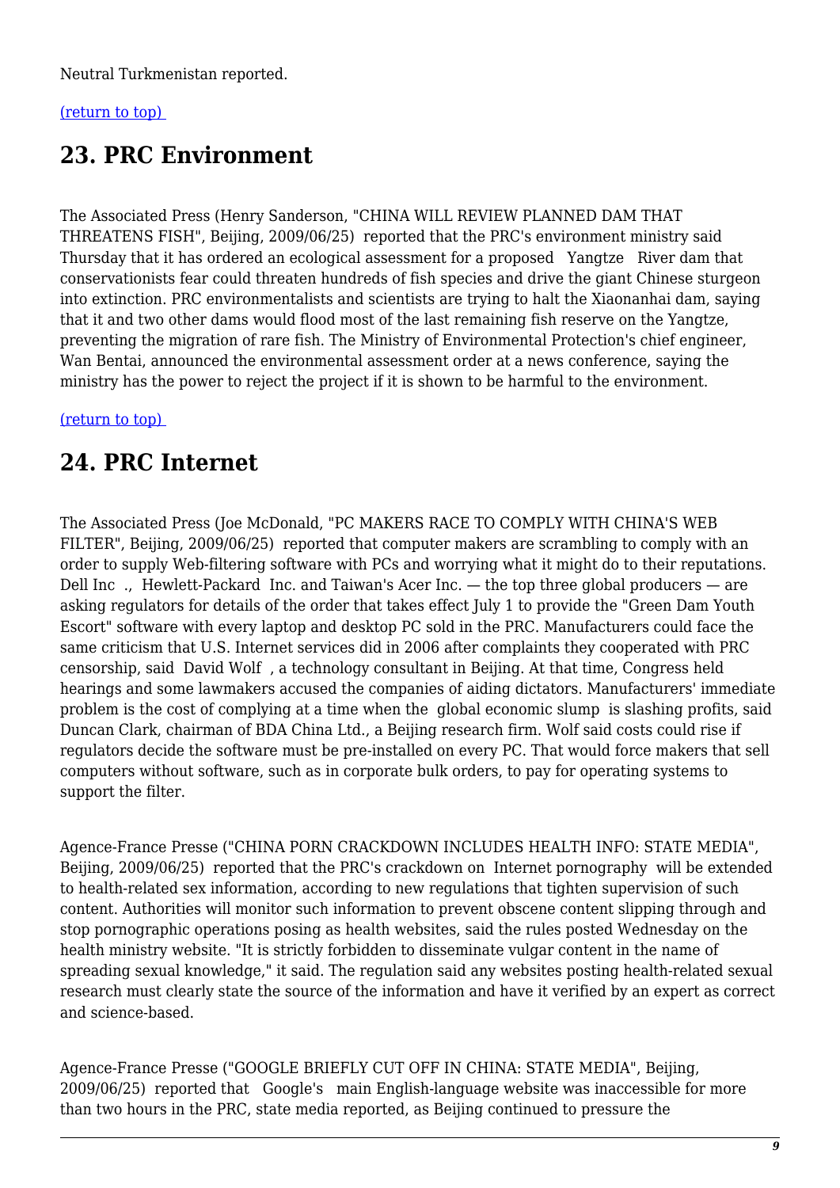Neutral Turkmenistan reported.

(return to top)

## 23. PRC Environment

The Associated Press (Henry Sanderson, "CHINA WILL REVIEW PLANNED DAM THAT THREATENS FISH", Beijing, 2009/06/25) reported that the PRC's environment ministry said Thursday that it has ordered an ecological assessment for a proposed Yangtze River dam that conservationists fear could threaten hundreds of fish species and drive the giant Chinese sturgeon into extinction. PRC environmentalists and scientists are trying to halt the Xiaonanhai dam, saying that it and two other dams would flood most of the last remaining fish reserve on the Yangtze, preventing the migration of rare fish. The Ministry of Environmental Protection's chief engineer, Wan Bentai, announced the environmental assessment order at a news conference, saying the ministry has the power to reject the project if it is shown to be harmful to the environment.

(return to top)

## 24. PRC Internet

The Associated Press (Joe McDonald, "PC MAKERS RACE TO COMPLY WITH CHINA'S WEB FILTER", Beijing, 2009/06/25) reported that computer makers are scrambling to comply with an order to supply Web-filtering software with PCs and worrying what it might do to their reputations. Dell Inc., Hewlett-Packard Inc. and Taiwan's Acer Inc. — the top three global producers — are asking regulators for details of the order that takes effect July 1 to provide the "Green Dam Youth Escort" software with every laptop and desktop PC sold in the PRC. Manufacturers could face the same criticism that U.S. Internet services did in 2006 after complaints they cooperated with PRC censorship, said David Wolf, a technology consultant in Beijing. At that time, Congress held hearings and some lawmakers accused the companies of aiding dictators. Manufacturers' immediate problem is the cost of complying at a time when the global economic slump is slashing profits, said Duncan Clark, chairman of BDA China Ltd., a Beijing research firm. Wolf said costs could rise if regulators decide the software must be pre-installed on every PC. That would force makers that sell computers without software, such as in corporate bulk orders, to pay for operating systems to support the filter.

Agence-France Presse ("CHINA PORN CRACKDOWN INCLUDES HEALTH INFO: STATE MEDIA", Beijing, 2009/06/25) reported that the PRC's crackdown on Internet pornography will be extended to health-related sex information, according to new regulations that tighten supervision of such content. Authorities will monitor such information to prevent obscene content slipping through and stop pornographic operations posing as health websites, said the rules posted Wednesday on the health ministry website. "It is strictly forbidden to disseminate vulgar content in the name of spreading sexual knowledge," it said. The regulation said any websites posting health-related sexual research must clearly state the source of the information and have it verified by an expert as correct and science-based.

Agence-France Presse ("GOOGLE BRIEFLY CUT OFF IN CHINA: STATE MEDIA", Beijing, 2009/06/25) reported that Google's main English-language website was inaccessible for more than two hours in the PRC, state media reported, as Beijing continued to pressure the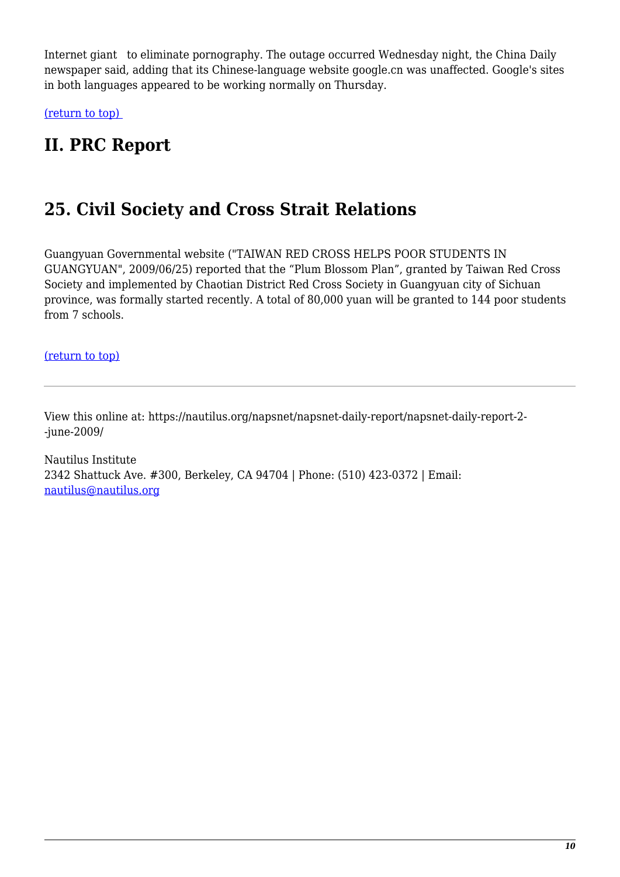Internet giant  to eliminate pornography. The outage occurred Wednesday night, the China Daily newspaper said, adding that its Chinese-language website google.cn was unaffected. Google's sites in both languages appeared to be working normally on Thursday.

(return to top) 

## II. PRC Report

## 25. Civil Society and Cross Strait Relations

Guangyuan Governmental website ("TAIWAN RED CROSS HELPS POOR STUDENTS IN GUANGYUAN", 2009/06/25) reported that the "Plum Blossom Plan", granted by Taiwan Red Cross Society and implemented by Chaotian District Red Cross Society in Guangyuan city of Sichuan province, was formally started recently. A total of 80,000 yuan will be granted to 144 poor students from 7 schools.

(return to top)

---

View this online at: https://nautilus.org/napsnet/napsnet-daily-report/napsnet-daily-report-2--june-2009/

Nautilus Institute
2342 Shattuck Ave. #300, Berkeley, CA 94704 | Phone: (510) 423-0372 | Email: nautilus@nautilus.org